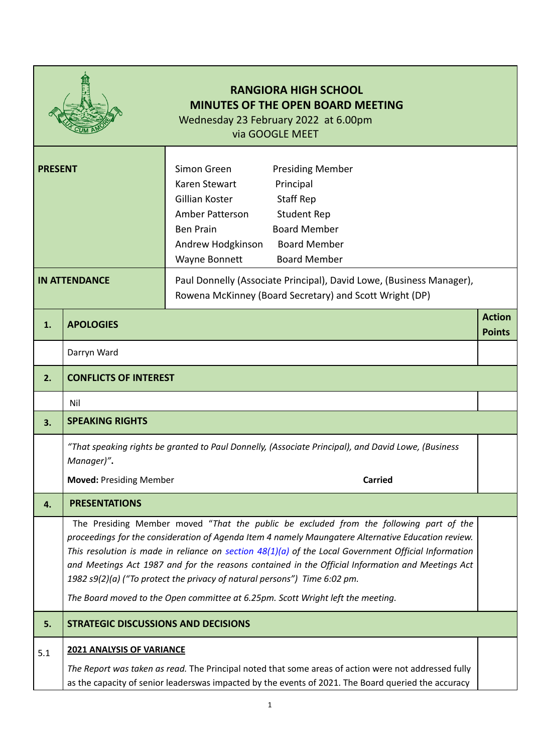# RANGIORA HIGH SCHOOL
## MINUTES OF THE OPEN BOARD MEETING

Wednesday 23 February 2022 at 6.00pm
via GOOGLE MEET

| | |
|---|---|
| **PRESENT** | Simon Green — Presiding Member<br>Karen Stewart — Principal<br>Gillian Koster — Staff Rep<br>Amber Patterson — Student Rep<br>Ben Prain — Board Member<br>Andrew Hodgkinson — Board Member<br>Wayne Bonnett — Board Member |
| **IN ATTENDANCE** | Paul Donnelly (Associate Principal), David Lowe, (Business Manager), Rowena McKinney (Board Secretary) and Scott Wright (DP) |

| | | **Action Points** |
|---|---|---|
| **1.** | **APOLOGIES** | |
| | Darryn Ward | |
| **2.** | **CONFLICTS OF INTEREST** | |
| | Nil | |
| **3.** | **SPEAKING RIGHTS** | |
| | *"That speaking rights be granted to Paul Donnelly, (Associate Principal), and David Lowe, (Business Manager)".*<br><br>**Moved:** Presiding Member **Carried** | |
| **4.** | **PRESENTATIONS** | |
| | The Presiding Member moved *"That the public be excluded from the following part of the proceedings for the consideration of Agenda Item 4 namely Maungatere Alternative Education review. This resolution is made in reliance on section 48(1)(a) of the Local Government Official Information and Meetings Act 1987 and for the reasons contained in the Official Information and Meetings Act 1982 s9(2)(a) ("To protect the privacy of natural persons") Time 6:02 pm.*<br><br>*The Board moved to the Open committee at 6.25pm. Scott Wright left the meeting.* | |
| **5.** | **STRATEGIC DISCUSSIONS AND DECISIONS** | |
| 5.1 | **2021 ANALYSIS OF VARIANCE**<br><br>*The Report was taken as read.* The Principal noted that some areas of action were not addressed fully as the capacity of senior leaderswas impacted by the events of 2021. The Board queried the accuracy | |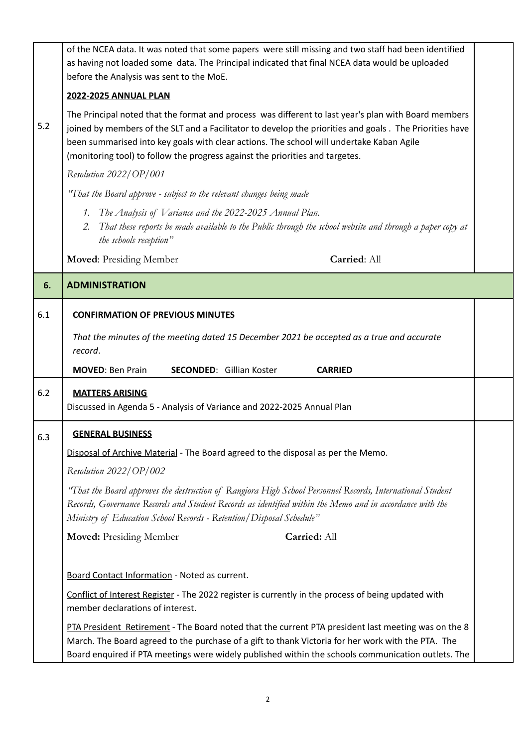| | | |
|---|---|---|
| 5.2 | of the NCEA data. It was noted that some papers were still missing and two staff had been identified as having not loaded some data. The Principal indicated that final NCEA data would be uploaded before the Analysis was sent to the MoE.<br><br>**2022-2025 ANNUAL PLAN**<br><br>The Principal noted that the format and process was different to last year's plan with Board members joined by members of the SLT and a Facilitator to develop the priorities and goals . The Priorities have been summarised into key goals with clear actions. The school will undertake Kaban Agile (monitoring tool) to follow the progress against the priorities and targetes.<br><br>*Resolution 2022/OP/001*<br><br>*"That the Board approve - subject to the relevant changes being made*<br><br>1. *The Analysis of Variance and the 2022-2025 Annual Plan.*<br>2. *That these reports be made available to the Public through the school website and through a paper copy at the schools reception"*<br><br>**Moved**: Presiding Member **Carried**: All | |
| **6.** | **ADMINISTRATION** | |
| 6.1 | **CONFIRMATION OF PREVIOUS MINUTES**<br><br>*That the minutes of the meeting dated 15 December 2021 be accepted as a true and accurate record*.<br><br>**MOVED**: Ben Prain **SECONDED**: Gillian Koster **CARRIED** | |
| 6.2 | **MATTERS ARISING**<br>Discussed in Agenda 5 - Analysis of Variance and 2022-2025 Annual Plan | |
| 6.3 | **GENERAL BUSINESS**<br><br>Disposal of Archive Material - The Board agreed to the disposal as per the Memo.<br><br>*Resolution 2022/OP/002*<br><br>*"That the Board approves the destruction of Rangiora High School Personnel Records, International Student Records, Governance Records and Student Records as identified within the Memo and in accordance with the Ministry of Education School Records - Retention/Disposal Schedule"*<br><br>**Moved:** Presiding Member **Carried:** All<br><br>Board Contact Information - Noted as current.<br><br>Conflict of Interest Register - The 2022 register is currently in the process of being updated with member declarations of interest.<br><br>PTA President Retirement - The Board noted that the current PTA president last meeting was on the 8 March. The Board agreed to the purchase of a gift to thank Victoria for her work with the PTA. The Board enquired if PTA meetings were widely published within the schools communication outlets. The | |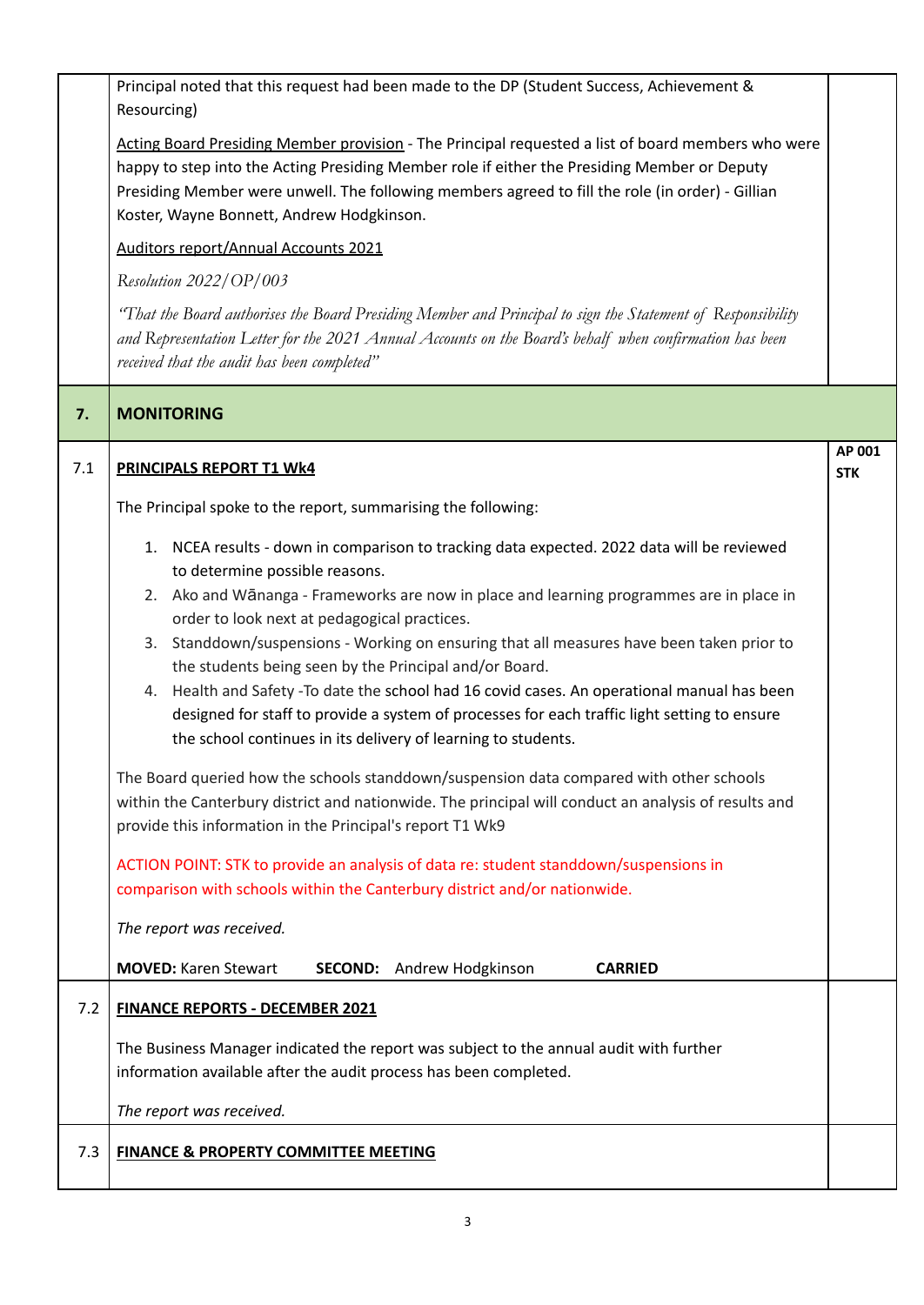Principal noted that this request had been made to the DP (Student Success, Achievement & Resourcing)

<u>Acting Board Presiding Member provision</u> - The Principal requested a list of board members who were happy to step into the Acting Presiding Member role if either the Presiding Member or Deputy Presiding Member were unwell. The following members agreed to fill the role (in order) - Gillian Koster, Wayne Bonnett, Andrew Hodgkinson.

<u>Auditors report/Annual Accounts 2021</u>

*Resolution 2022/OP/003*

*"That the Board authorises the Board Presiding Member and Principal to sign the Statement of Responsibility and Representation Letter for the 2021 Annual Accounts on the Board's behalf when confirmation has been received that the audit has been completed"*

## 7. MONITORING

### 7.1 PRINCIPALS REPORT T1 Wk4

**AP 001 STK**

The Principal spoke to the report, summarising the following:

1. NCEA results - down in comparison to tracking data expected. 2022 data will be reviewed to determine possible reasons.
2. Ako and Wānanga - Frameworks are now in place and learning programmes are in place in order to look next at pedagogical practices.
3. Standdown/suspensions - Working on ensuring that all measures have been taken prior to the students being seen by the Principal and/or Board.
4. Health and Safety -To date the school had 16 covid cases. An operational manual has been designed for staff to provide a system of processes for each traffic light setting to ensure the school continues in its delivery of learning to students.

The Board queried how the schools standdown/suspension data compared with other schools within the Canterbury district and nationwide. The principal will conduct an analysis of results and provide this information in the Principal's report T1 Wk9

ACTION POINT: STK to provide an analysis of data re: student standdown/suspensions in comparison with schools within the Canterbury district and/or nationwide.

*The report was received.*

**MOVED:** Karen Stewart **SECOND:** Andrew Hodgkinson **CARRIED**

### 7.2 FINANCE REPORTS - DECEMBER 2021

The Business Manager indicated the report was subject to the annual audit with further information available after the audit process has been completed.

*The report was received.*

### 7.3 FINANCE & PROPERTY COMMITTEE MEETING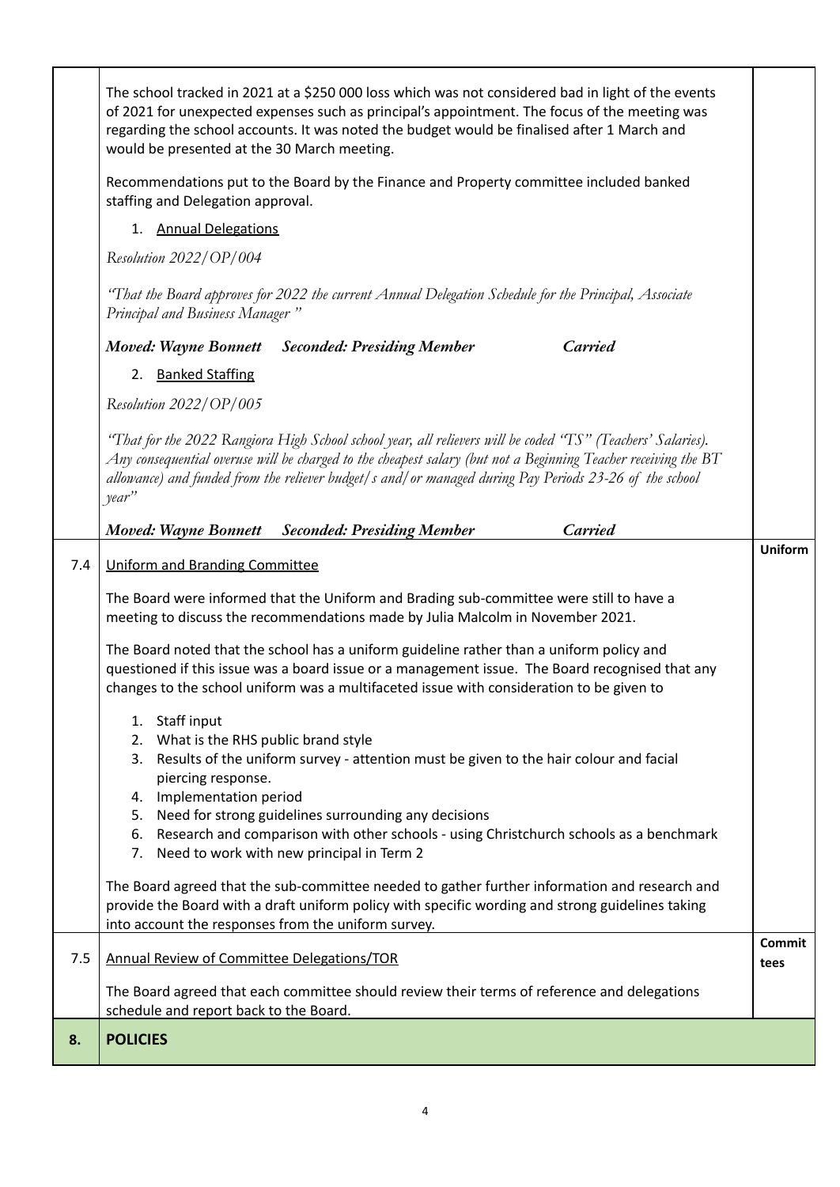| | | |
|---|---|---|
| | The school tracked in 2021 at a $250 000 loss which was not considered bad in light of the events of 2021 for unexpected expenses such as principal's appointment. The focus of the meeting was regarding the school accounts. It was noted the budget would be finalised after 1 March and would be presented at the 30 March meeting.<br><br>Recommendations put to the Board by the Finance and Property committee included banked staffing and Delegation approval.<br><br>1. <u>Annual Delegations</u><br><br>*Resolution 2022/OP/004*<br><br>*"That the Board approves for 2022 the current Annual Delegation Schedule for the Principal, Associate Principal and Business Manager "*<br><br>***Moved: Wayne Bonnett Seconded: Presiding Member Carried***<br><br>2. <u>Banked Staffing</u><br><br>*Resolution 2022/OP/005*<br><br>*"That for the 2022 Rangiora High School school year, all relievers will be coded "TS" (Teachers' Salaries). Any consequential overuse will be charged to the cheapest salary (but not a Beginning Teacher receiving the BT allowance) and funded from the reliever budget/s and/or managed during Pay Periods 23-26 of the school year"*<br><br>***Moved: Wayne Bonnett Seconded: Presiding Member Carried*** | |
| 7.4 | <u>Uniform and Branding Committee</u><br><br>The Board were informed that the Uniform and Brading sub-committee were still to have a meeting to discuss the recommendations made by Julia Malcolm in November 2021.<br><br>The Board noted that the school has a uniform guideline rather than a uniform policy and questioned if this issue was a board issue or a management issue. The Board recognised that any changes to the school uniform was a multifaceted issue with consideration to be given to<br><br>1. Staff input<br>2. What is the RHS public brand style<br>3. Results of the uniform survey - attention must be given to the hair colour and facial piercing response.<br>4. Implementation period<br>5. Need for strong guidelines surrounding any decisions<br>6. Research and comparison with other schools - using Christchurch schools as a benchmark<br>7. Need to work with new principal in Term 2<br><br>The Board agreed that the sub-committee needed to gather further information and research and provide the Board with a draft uniform policy with specific wording and strong guidelines taking into account the responses from the uniform survey. | **Uniform** |
| 7.5 | <u>Annual Review of Committee Delegations/TOR</u><br><br>The Board agreed that each committee should review their terms of reference and delegations schedule and report back to the Board. | **Committees** |
| **8.** | **POLICIES** | |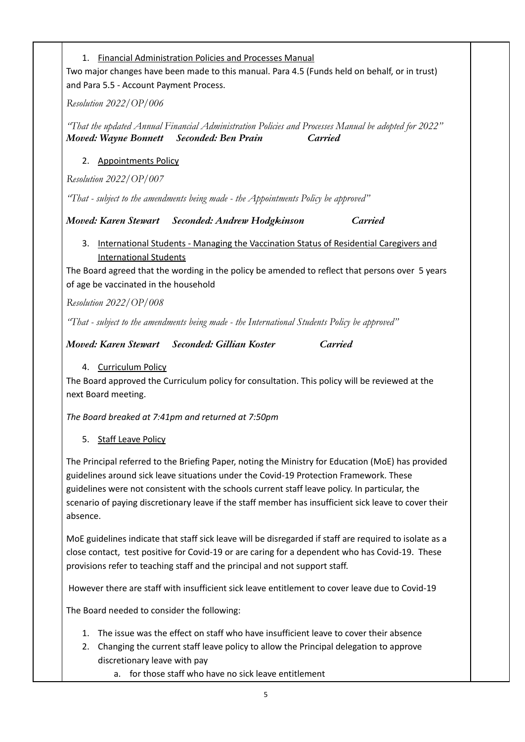1. <u>Financial Administration Policies and Processes Manual</u>

Two major changes have been made to this manual. Para 4.5 (Funds held on behalf, or in trust) and Para 5.5 - Account Payment Process.

*Resolution 2022/OP/006*

*"That the updated Annual Financial Administration Policies and Processes Manual be adopted for 2022"*
***Moved: Wayne Bonnett Seconded: Ben Prain Carried***

2. <u>Appointments Policy</u>

*Resolution 2022/OP/007*

*"That - subject to the amendments being made - the Appointments Policy be approved"*

***Moved: Karen Stewart Seconded: Andrew Hodgkinson Carried***

3. <u>International Students - Managing the Vaccination Status of Residential Caregivers and International Students</u>

The Board agreed that the wording in the policy be amended to reflect that persons over 5 years of age be vaccinated in the household

*Resolution 2022/OP/008*

*"That - subject to the amendments being made - the International Students Policy be approved"*

***Moved: Karen Stewart Seconded: Gillian Koster Carried***

4. <u>Curriculum Policy</u>

The Board approved the Curriculum policy for consultation. This policy will be reviewed at the next Board meeting.

*The Board breaked at 7:41pm and returned at 7:50pm*

5. <u>Staff Leave Policy</u>

The Principal referred to the Briefing Paper, noting the Ministry for Education (MoE) has provided guidelines around sick leave situations under the Covid-19 Protection Framework. These guidelines were not consistent with the schools current staff leave policy. In particular, the scenario of paying discretionary leave if the staff member has insufficient sick leave to cover their absence.

MoE guidelines indicate that staff sick leave will be disregarded if staff are required to isolate as a close contact, test positive for Covid-19 or are caring for a dependent who has Covid-19. These provisions refer to teaching staff and the principal and not support staff.

However there are staff with insufficient sick leave entitlement to cover leave due to Covid-19

The Board needed to consider the following:

1. The issue was the effect on staff who have insufficient leave to cover their absence
2. Changing the current staff leave policy to allow the Principal delegation to approve discretionary leave with pay
    a. for those staff who have no sick leave entitlement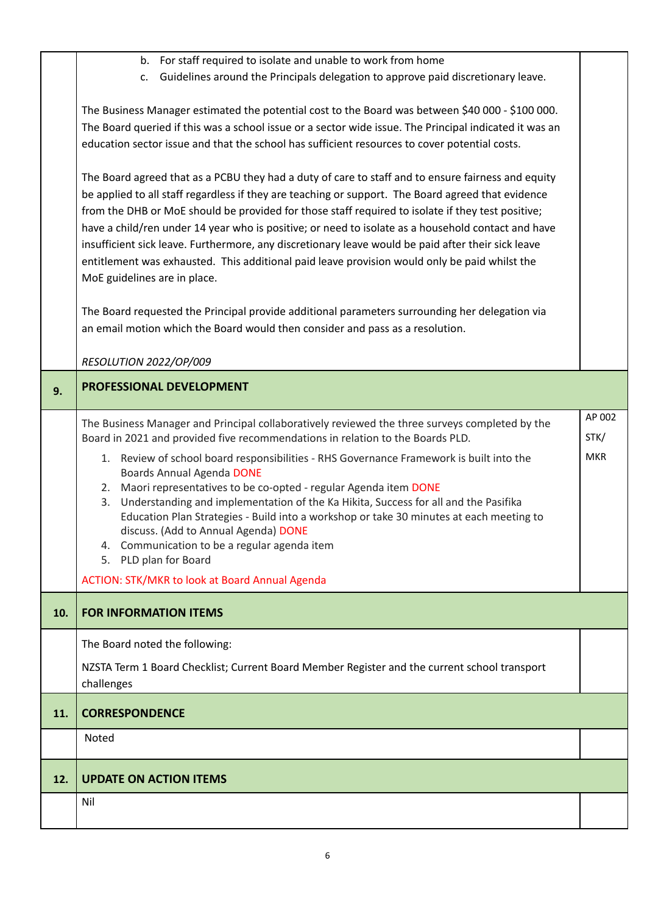| | | |
|---|---|---|
| | b. For staff required to isolate and unable to work from home<br>c. Guidelines around the Principals delegation to approve paid discretionary leave.<br><br>The Business Manager estimated the potential cost to the Board was between $40 000 - $100 000. The Board queried if this was a school issue or a sector wide issue. The Principal indicated it was an education sector issue and that the school has sufficient resources to cover potential costs.<br><br>The Board agreed that as a PCBU they had a duty of care to staff and to ensure fairness and equity be applied to all staff regardless if they are teaching or support. The Board agreed that evidence from the DHB or MoE should be provided for those staff required to isolate if they test positive; have a child/ren under 14 year who is positive; or need to isolate as a household contact and have insufficient sick leave. Furthermore, any discretionary leave would be paid after their sick leave entitlement was exhausted. This additional paid leave provision would only be paid whilst the MoE guidelines are in place.<br><br>The Board requested the Principal provide additional parameters surrounding her delegation via an email motion which the Board would then consider and pass as a resolution.<br><br>*RESOLUTION 2022/OP/009* | |
| **9.** | **PROFESSIONAL DEVELOPMENT** | |
| | The Business Manager and Principal collaboratively reviewed the three surveys completed by the Board in 2021 and provided five recommendations in relation to the Boards PLD.<br>1. Review of school board responsibilities - RHS Governance Framework is built into the Boards Annual Agenda DONE<br>2. Maori representatives to be co-opted - regular Agenda item DONE<br>3. Understanding and implementation of the Ka Hikita, Success for all and the Pasifika Education Plan Strategies - Build into a workshop or take 30 minutes at each meeting to discuss. (Add to Annual Agenda) DONE<br>4. Communication to be a regular agenda item<br>5. PLD plan for Board<br><br>ACTION: STK/MKR to look at Board Annual Agenda | AP 002<br>STK/<br>MKR |
| **10.** | **FOR INFORMATION ITEMS** | |
| | The Board noted the following:<br>NZSTA Term 1 Board Checklist; Current Board Member Register and the current school transport challenges | |
| **11.** | **CORRESPONDENCE** | |
| | Noted | |
| **12.** | **UPDATE ON ACTION ITEMS** | |
| | Nil | |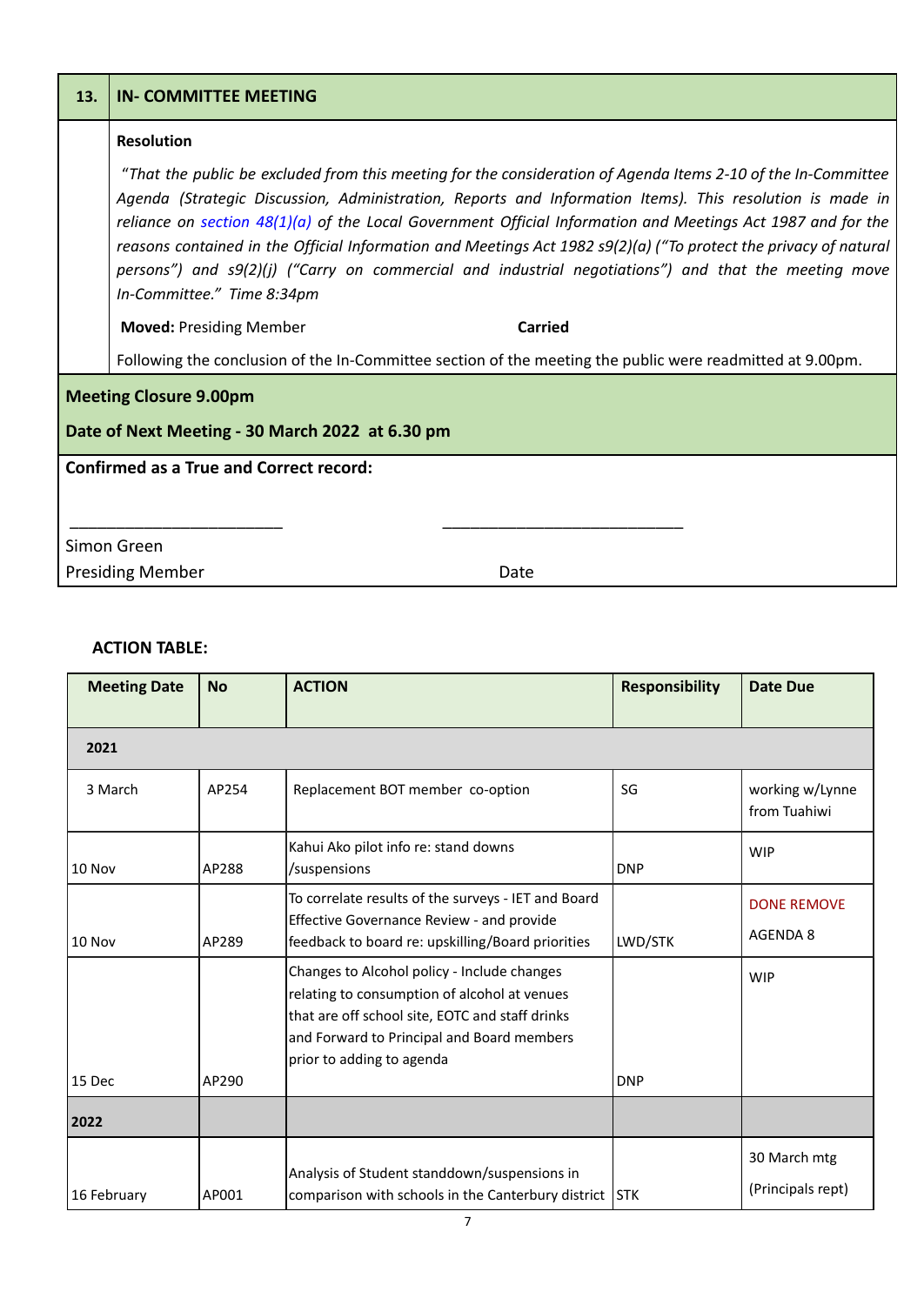| 13. | IN- COMMITTEE MEETING |
|---|---|

**Resolution**

*"That the public be excluded from this meeting for the consideration of Agenda Items 2-10 of the In-Committee Agenda (Strategic Discussion, Administration, Reports and Information Items). This resolution is made in reliance on section 48(1)(a) of the Local Government Official Information and Meetings Act 1987 and for the reasons contained in the Official Information and Meetings Act 1982 s9(2)(a) ("To protect the privacy of natural persons") and s9(2)(j) ("Carry on commercial and industrial negotiations") and that the meeting move In-Committee." Time 8:34pm*

**Moved:** Presiding Member **Carried**

Following the conclusion of the In-Committee section of the meeting the public were readmitted at 9.00pm.

**Meeting Closure 9.00pm**

**Date of Next Meeting - 30 March 2022 at 6.30 pm**

**Confirmed as a True and Correct record:**

\_\_\_\_\_\_\_\_\_\_\_\_\_\_\_\_\_\_\_\_\_\_\_\_ \_\_\_\_\_\_\_\_\_\_\_\_\_\_\_\_\_\_\_\_\_\_\_\_\_\_\_

Simon Green
Presiding Member Date

**ACTION TABLE:**

| Meeting Date | No | ACTION | Responsibility | Date Due |
|---|---|---|---|---|
| **2021** | | | | |
| 3 March | AP254 | Replacement BOT member co-option | SG | working w/Lynne from Tuahiwi |
| 10 Nov | AP288 | Kahui Ako pilot info re: stand downs /suspensions | DNP | WIP |
| 10 Nov | AP289 | To correlate results of the surveys - IET and Board Effective Governance Review - and provide feedback to board re: upskilling/Board priorities | LWD/STK | DONE REMOVE AGENDA 8 |
| 15 Dec | AP290 | Changes to Alcohol policy - Include changes relating to consumption of alcohol at venues that are off school site, EOTC and staff drinks and Forward to Principal and Board members prior to adding to agenda | DNP | WIP |
| **2022** | | | | |
| 16 February | AP001 | Analysis of Student standdown/suspensions in comparison with schools in the Canterbury district | STK | 30 March mtg (Principals rept) |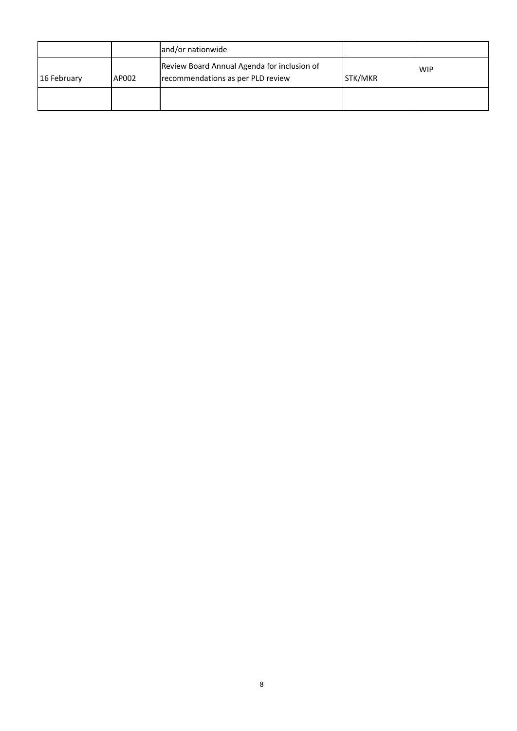| | | | | |
|---|---|---|---|---|
| | | and/or nationwide | | |
| 16 February | AP002 | Review Board Annual Agenda for inclusion of recommendations as per PLD review | STK/MKR | WIP |
| | | | | |